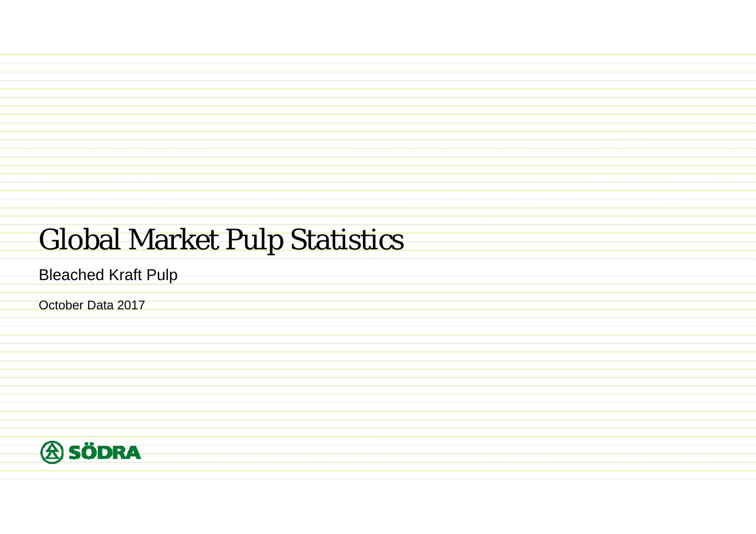# Global Market Pulp Statistics

Bleached Kraft Pulp

October Data 2017

SÖDRA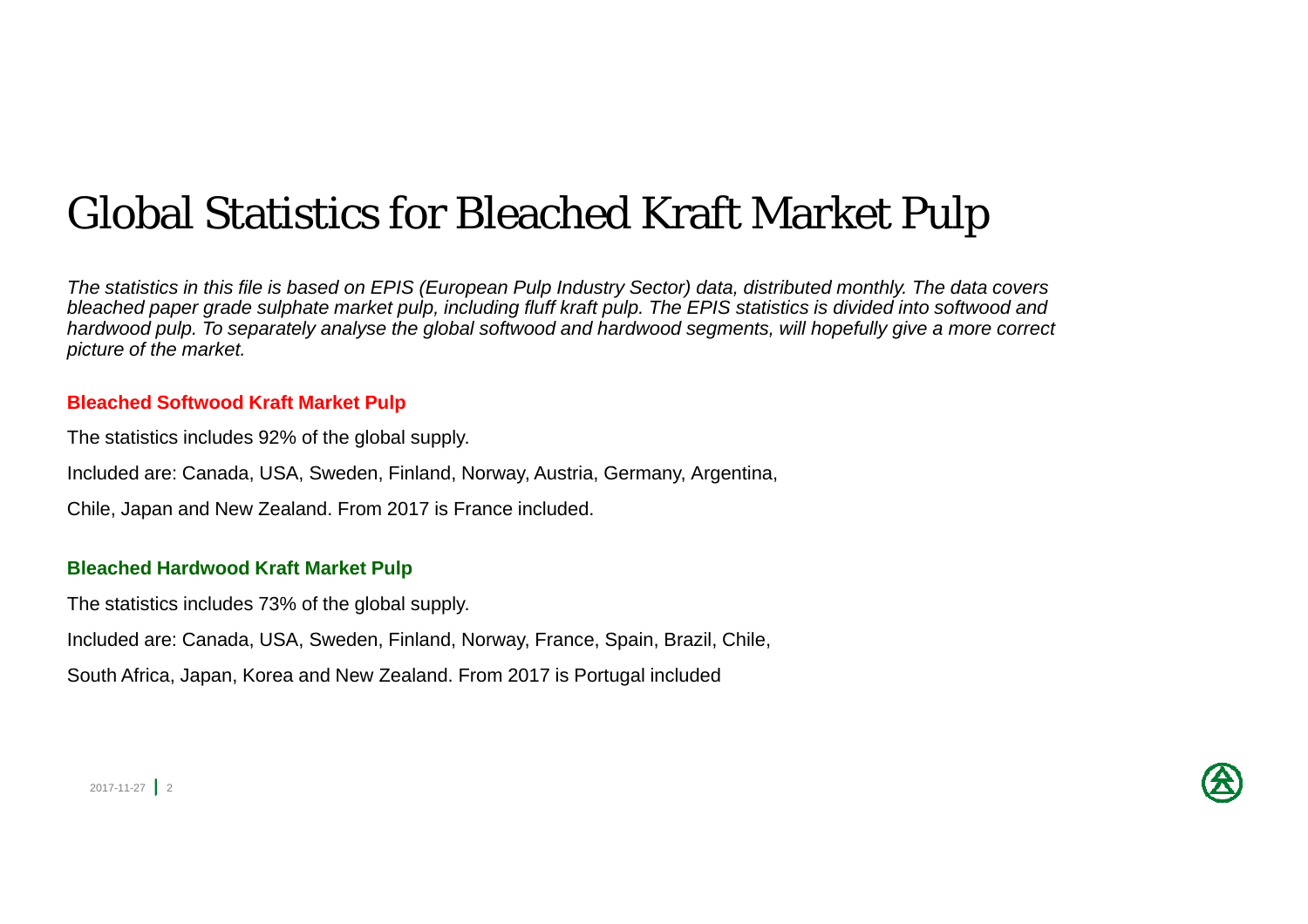# Global Statistics for Bleached Kraft Market Pulp

*The statistics in this file is based on EPIS (European Pulp Industry Sector) data, distributed monthly. The data covers bleached paper grade sulphate market pulp, including fluff kraft pulp. The EPIS statistics is divided into softwood and hardwood pulp. To separately analyse the global softwood and hardwood segments, will hopefully give a more correct picture of the market.*

**Bleached Softwood Kraft Market Pulp**

The statistics includes 92% of the global supply.

Included are: Canada, USA, Sweden, Finland, Norway, Austria, Germany, Argentina,

Chile, Japan and New Zealand. From 2017 is France included.

**Bleached Hardwood Kraft Market Pulp**

The statistics includes 73% of the global supply.

Included are: Canada, USA, Sweden, Finland, Norway, France, Spain, Brazil, Chile,

South Africa, Japan, Korea and New Zealand. From 2017 is Portugal included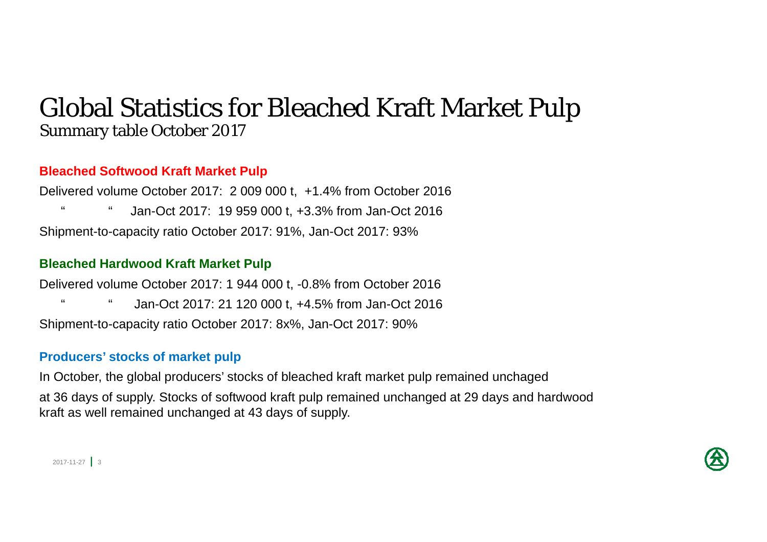# Global Statistics for Bleached Kraft Market Pulp

## Summary table October 2017

### Bleached Softwood Kraft Market Pulp

Delivered volume October 2017: 2 009 000 t, +1.4% from October 2016

" " Jan-Oct 2017: 19 959 000 t, +3.3% from Jan-Oct 2016

Shipment-to-capacity ratio October 2017: 91%, Jan-Oct 2017: 93%

### Bleached Hardwood Kraft Market Pulp

Delivered volume October 2017: 1 944 000 t, -0.8% from October 2016

" " Jan-Oct 2017: 21 120 000 t, +4.5% from Jan-Oct 2016

Shipment-to-capacity ratio October 2017: 8x%, Jan-Oct 2017: 90%

### Producers' stocks of market pulp

In October, the global producers' stocks of bleached kraft market pulp remained unchaged

at 36 days of supply. Stocks of softwood kraft pulp remained unchanged at 29 days and hardwood kraft as well remained unchanged at 43 days of supply.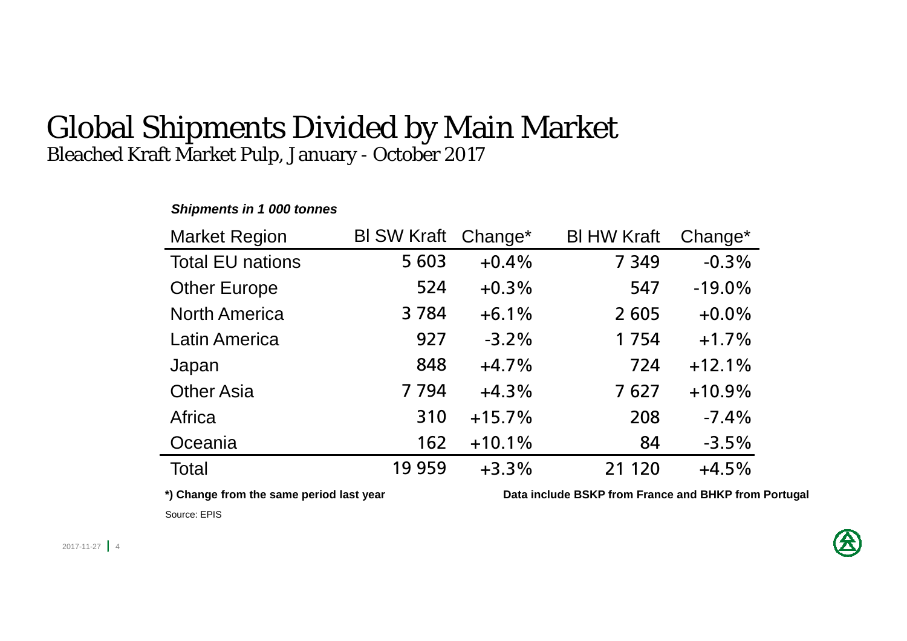# Global Shipments Divided by Main Market

## Bleached Kraft Market Pulp, January - October 2017

***Shipments in 1 000 tonnes***

| Market Region | Bl SW Kraft | Change* | Bl HW Kraft | Change* |
|---|---|---|---|---|
| Total EU nations | 5 603 | +0.4% | 7 349 | -0.3% |
| Other Europe | 524 | +0.3% | 547 | -19.0% |
| North America | 3 784 | +6.1% | 2 605 | +0.0% |
| Latin America | 927 | -3.2% | 1 754 | +1.7% |
| Japan | 848 | +4.7% | 724 | +12.1% |
| Other Asia | 7 794 | +4.3% | 7 627 | +10.9% |
| Africa | 310 | +15.7% | 208 | -7.4% |
| Oceania | 162 | +10.1% | 84 | -3.5% |
| Total | 19 959 | +3.3% | 21 120 | +4.5% |

**\*) Change from the same period last year**

**Data include BSKP from France and BHKP from Portugal**

Source: EPIS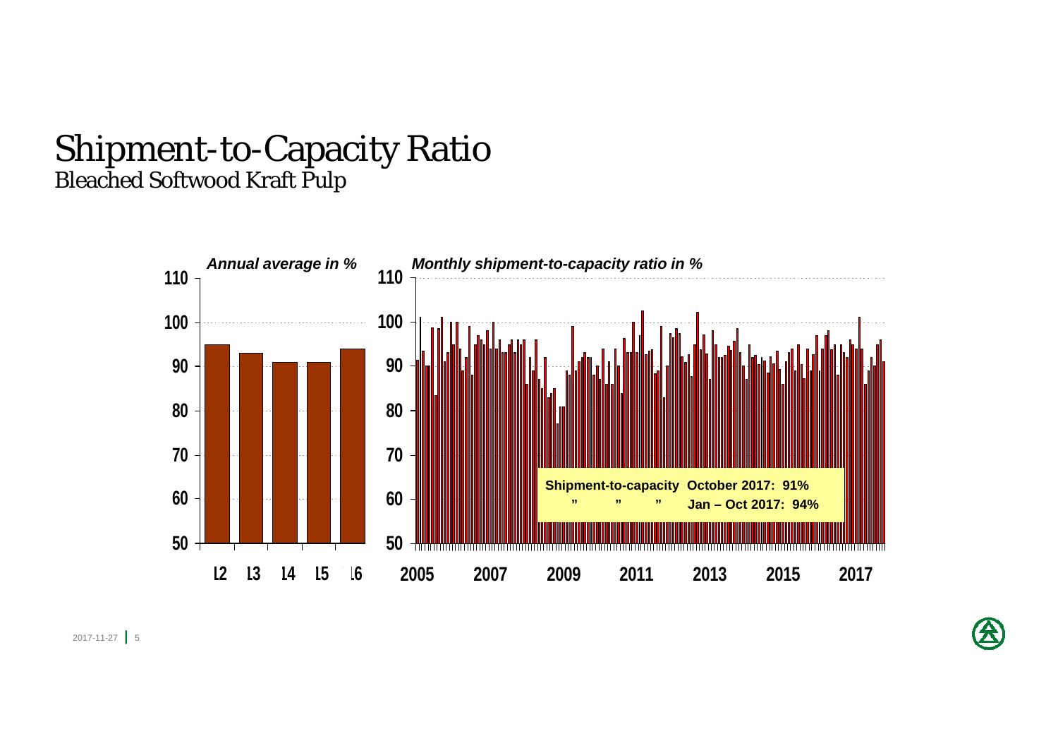# Shipment-to-Capacity Ratio

## Bleached Softwood Kraft Pulp

*Annual average in %*

*Monthly shipment-to-capacity ratio in %*

**Shipment-to-capacity October 2017: 91%**

**" " " Jan – Oct 2017: 94%**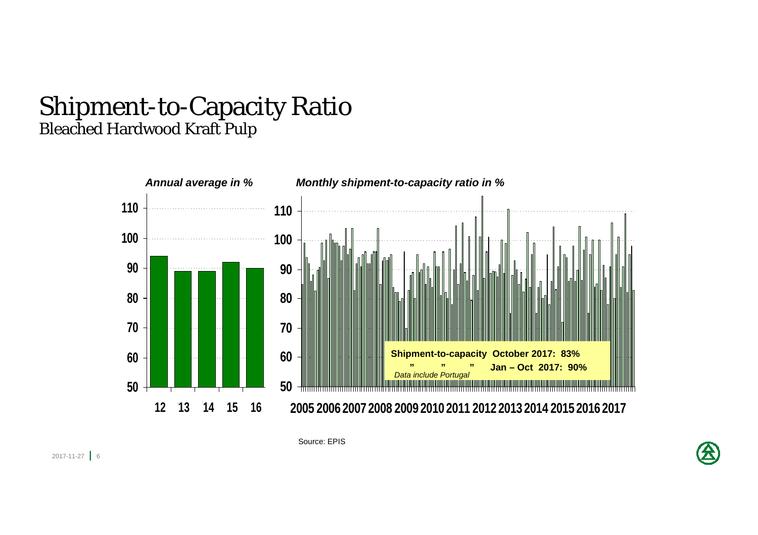# Shipment-to-Capacity Ratio

## Bleached Hardwood Kraft Pulp

*Annual average in %*

*Monthly shipment-to-capacity ratio in %*

**Shipment-to-capacity October 2017: 83%**

**" " " Jan – Oct 2017: 90%**

*Data include Portugal*

Source: EPIS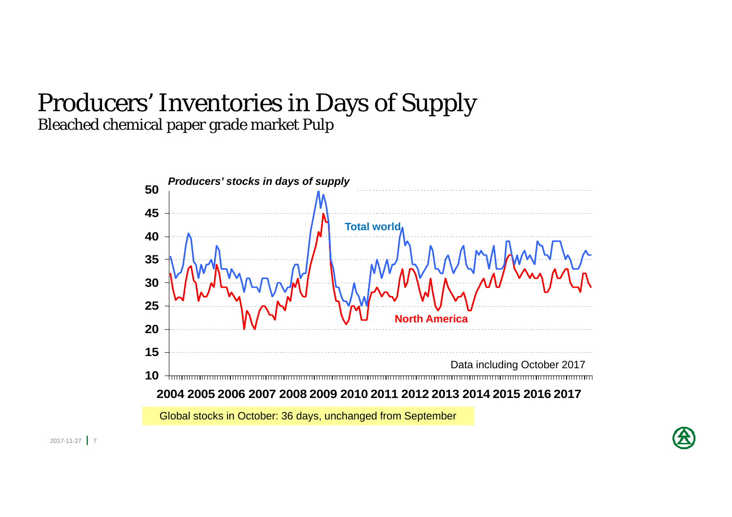# Producers' Inventories in Days of Supply

Bleached chemical paper grade market Pulp

*Producers' stocks in days of supply*

Total world

North America

Data including October 2017

2004 2005 2006 2007 2008 2009 2010 2011 2012 2013 2014 2015 2016 2017

Global stocks in October: 36 days, unchanged from September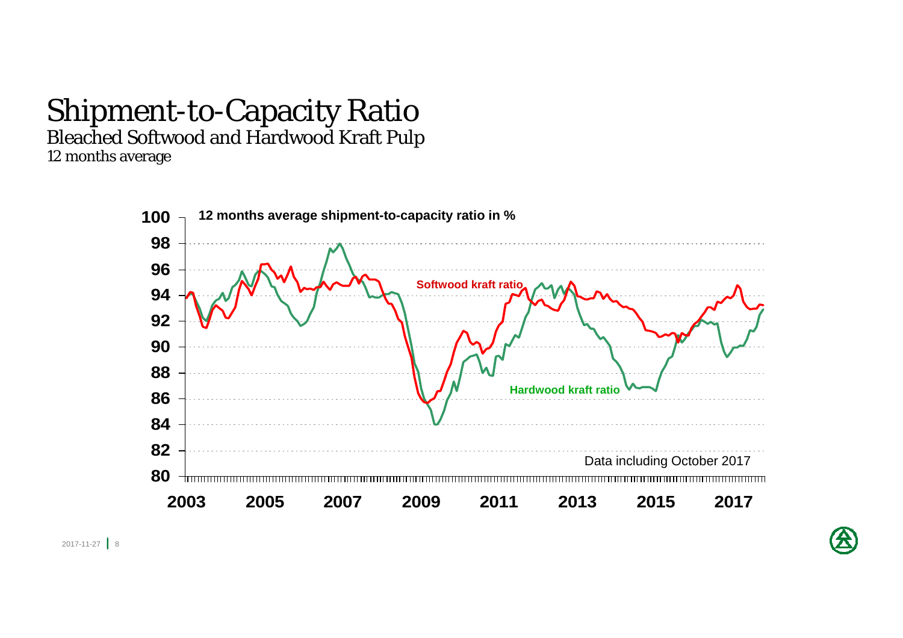# Shipment-to-Capacity Ratio

Bleached Softwood and Hardwood Kraft Pulp

*12 months average*

**12 months average shipment-to-capacity ratio in %**

Softwood kraft ratio

Hardwood kraft ratio

Data including October 2017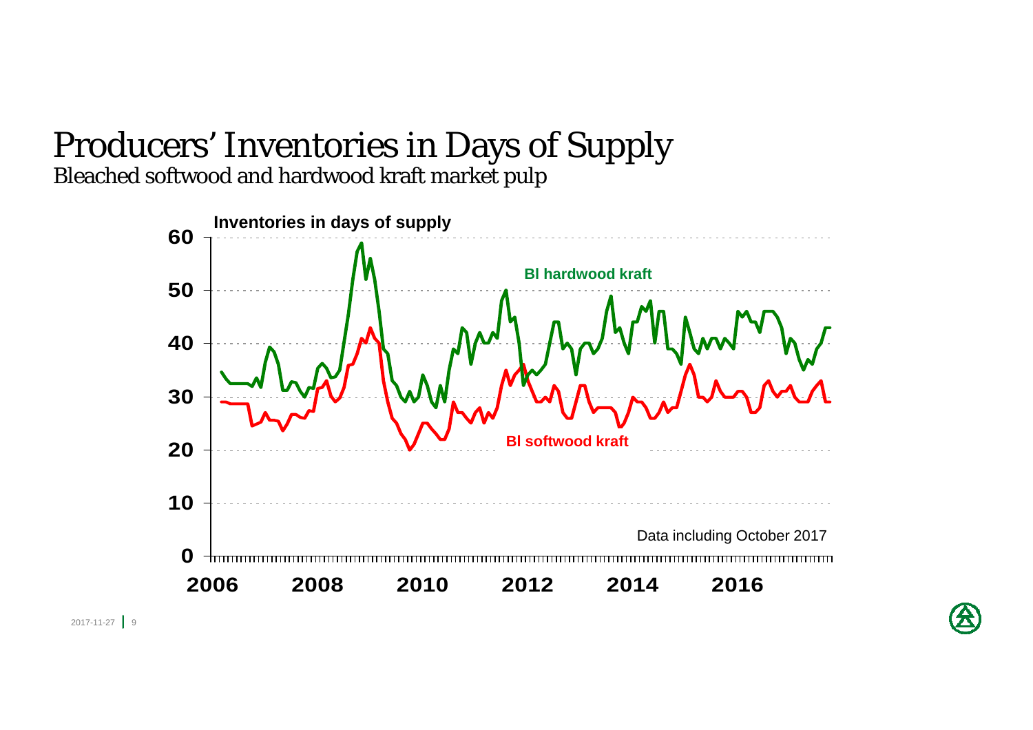# Producers' Inventories in Days of Supply

Bleached softwood and hardwood kraft market pulp

Inventories in days of supply

Bl hardwood kraft

Bl softwood kraft

Data including October 2017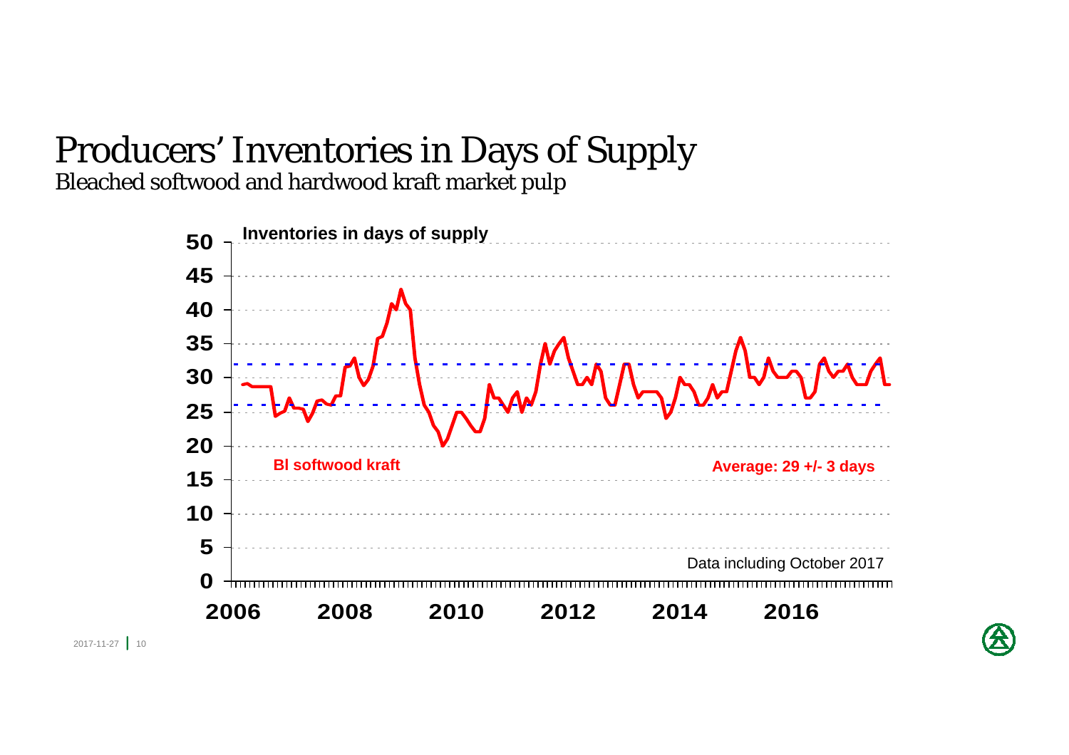# Producers' Inventories in Days of Supply

## Bleached softwood and hardwood kraft market pulp

**Inventories in days of supply**

**Bl softwood kraft**

**Average: 29 +/- 3 days**

Data including October 2017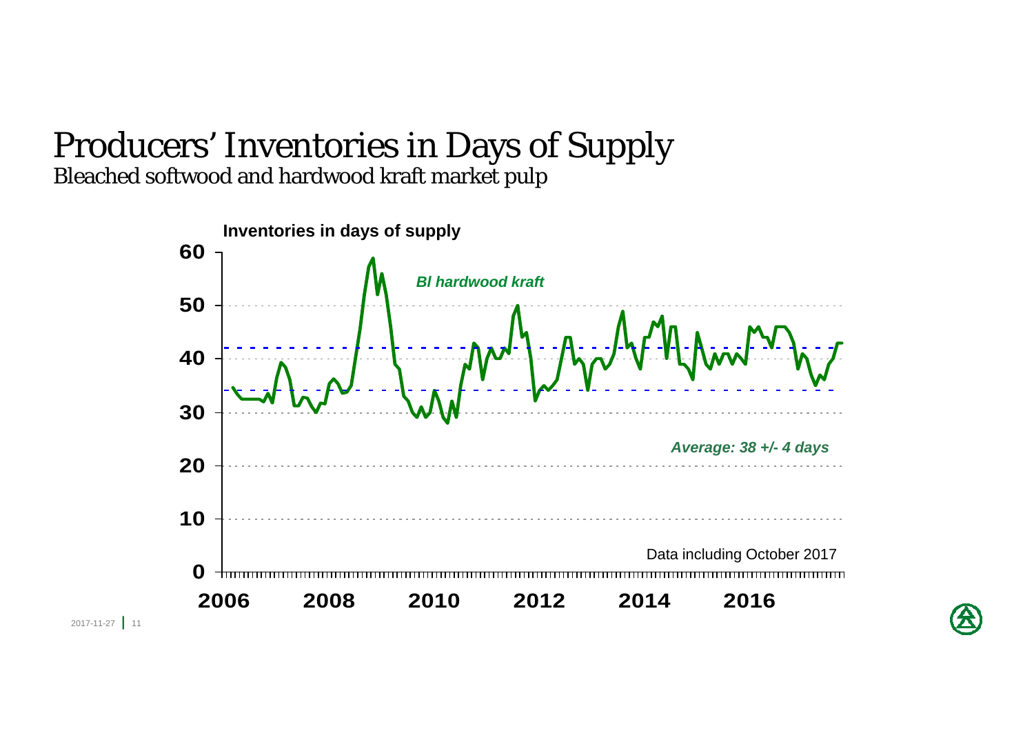# Producers' Inventories in Days of Supply

## Bleached softwood and hardwood kraft market pulp

Inventories in days of supply

*Bl hardwood kraft*

*Average: 38 +/- 4 days*

Data including October 2017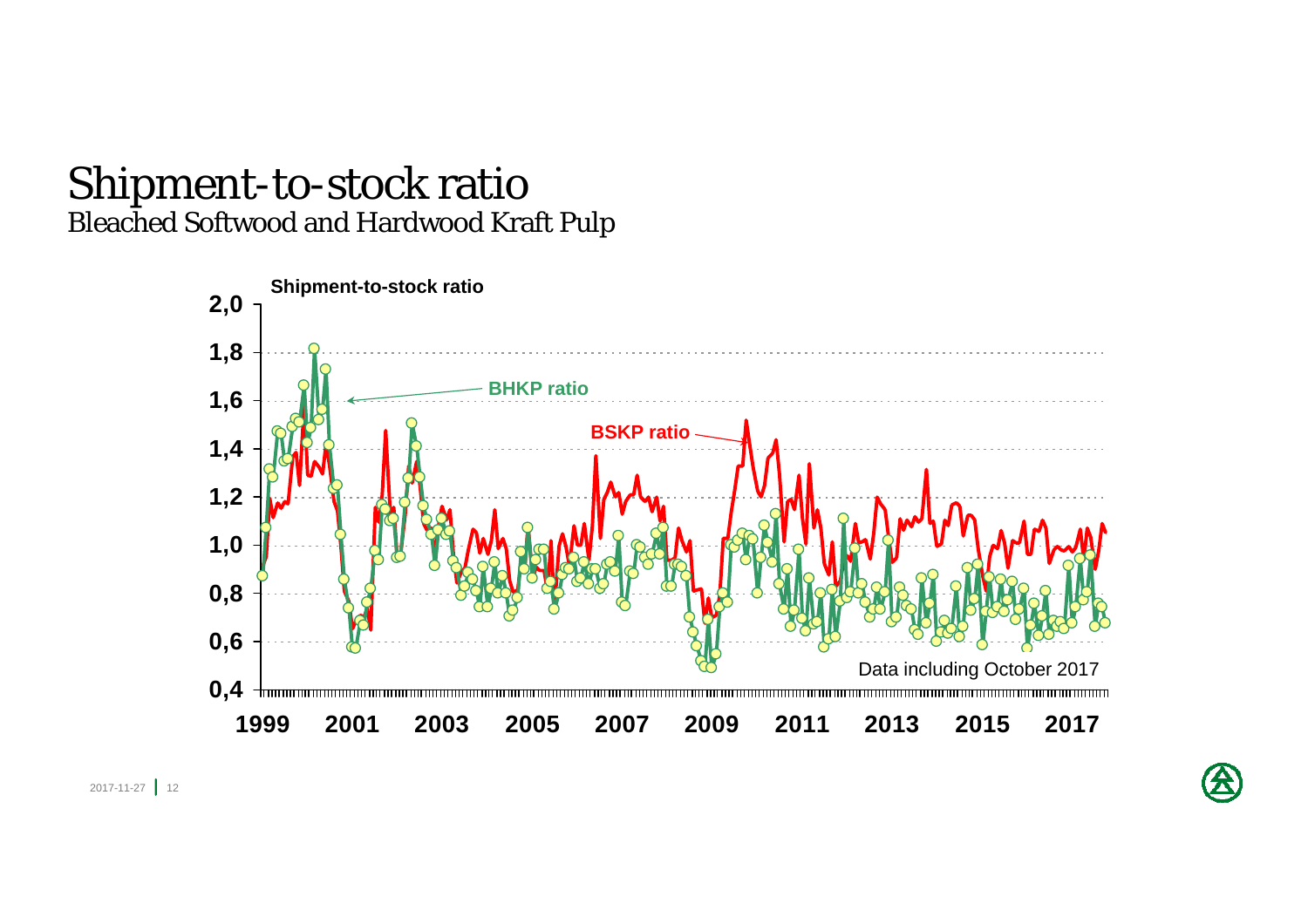# Shipment-to-stock ratio

## Bleached Softwood and Hardwood Kraft Pulp

Shipment-to-stock ratio

BHKP ratio

BSKP ratio

Data including October 2017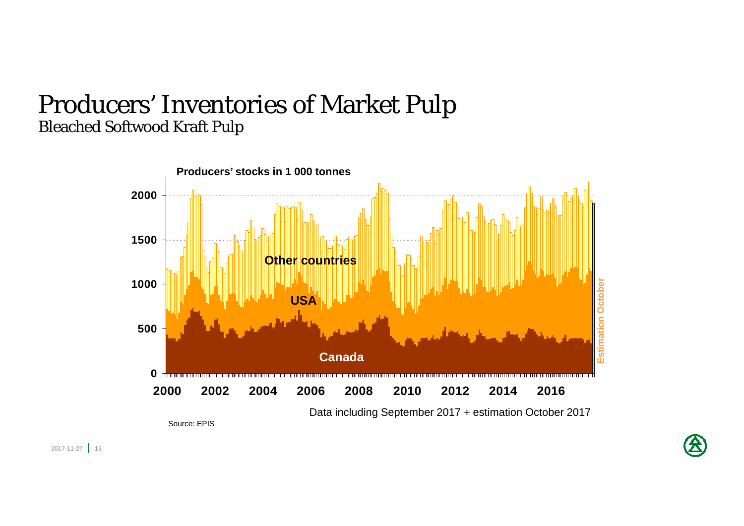# Producers' Inventories of Market Pulp

## Bleached Softwood Kraft Pulp

Producers' stocks in 1 000 tonnes

Data including September 2017 + estimation October 2017

Source: EPIS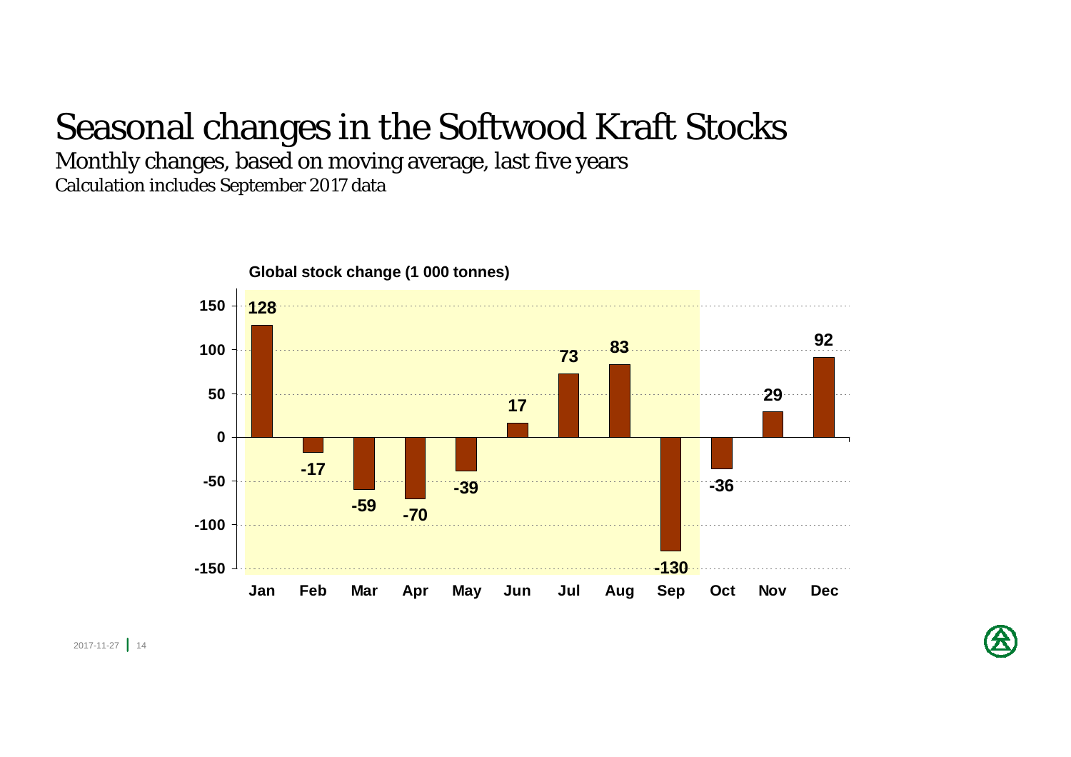# Seasonal changes in the Softwood Kraft Stocks

Monthly changes, based on moving average, last five years

Calculation includes September 2017 data

**Global stock change (1 000 tonnes)**

| Month | Change |
|---|---|
| Jan | 128 |
| Feb | -17 |
| Mar | -59 |
| Apr | -70 |
| May | -39 |
| Jun | 17 |
| Jul | 73 |
| Aug | 83 |
| Sep | -130 |
| Oct | -36 |
| Nov | 29 |
| Dec | 92 |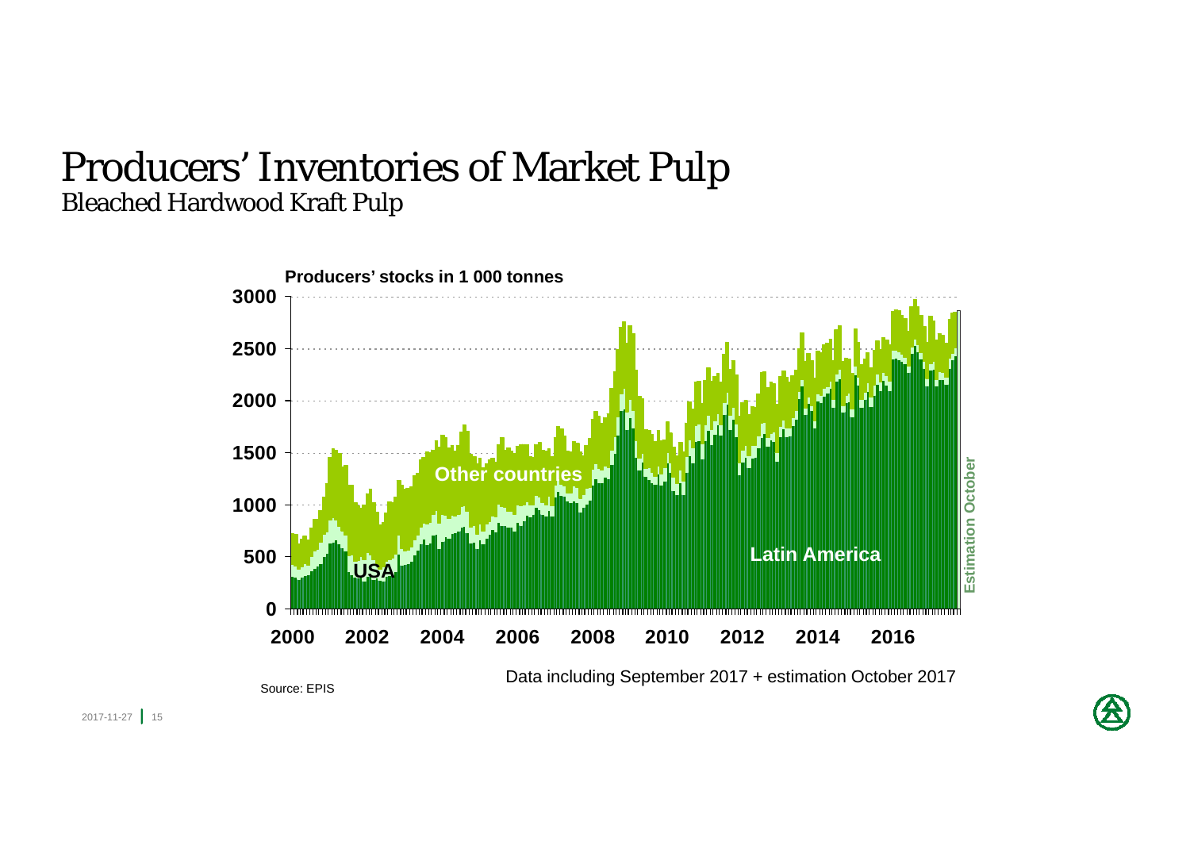# Producers' Inventories of Market Pulp

## Bleached Hardwood Kraft Pulp

Producers' stocks in 1 000 tonnes

Data including September 2017 + estimation October 2017

Source: EPIS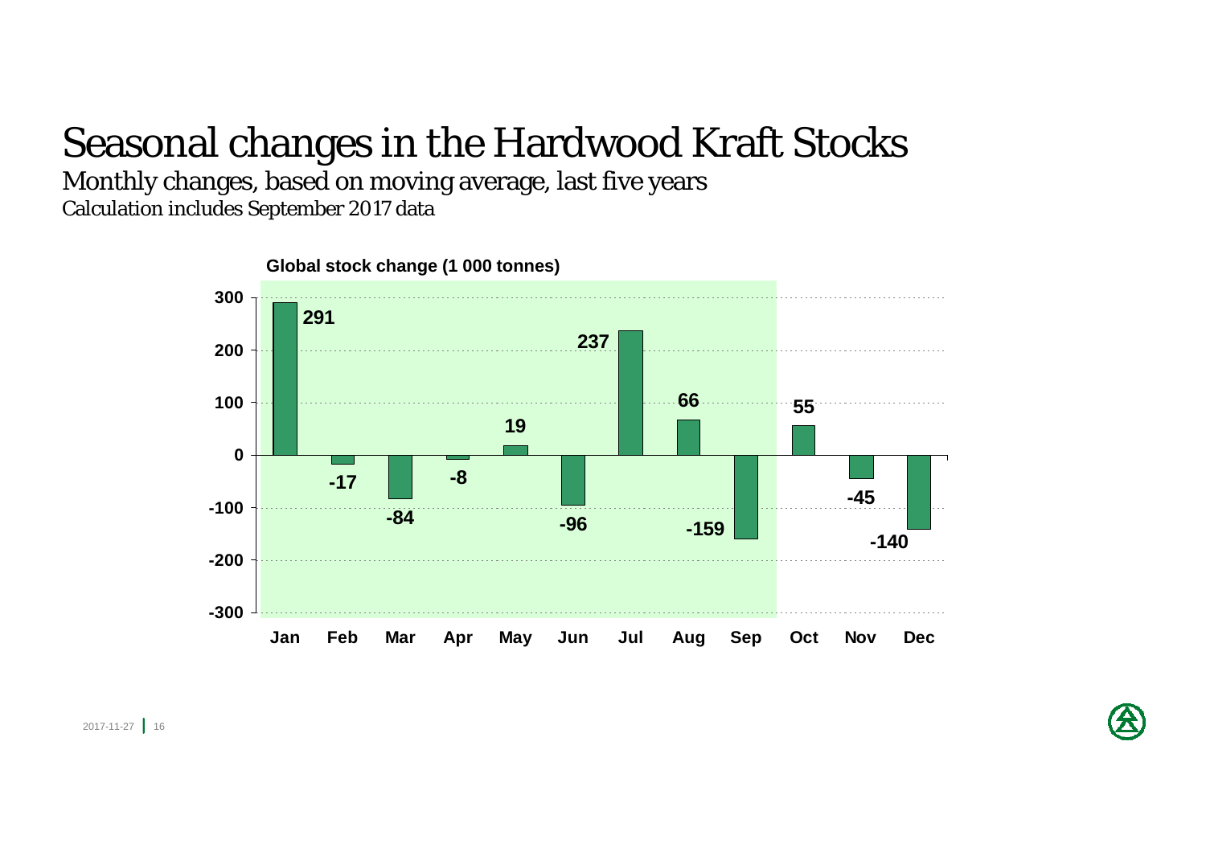# Seasonal changes in the Hardwood Kraft Stocks

Monthly changes, based on moving average, last five years

Calculation includes September 2017 data

**Global stock change (1 000 tonnes)**

| Month | Change |
| --- | --- |
| Jan | 291 |
| Feb | -17 |
| Mar | -84 |
| Apr | -8 |
| May | 19 |
| Jun | -96 |
| Jul | 237 |
| Aug | 66 |
| Sep | -159 |
| Oct | 55 |
| Nov | -45 |
| Dec | -140 |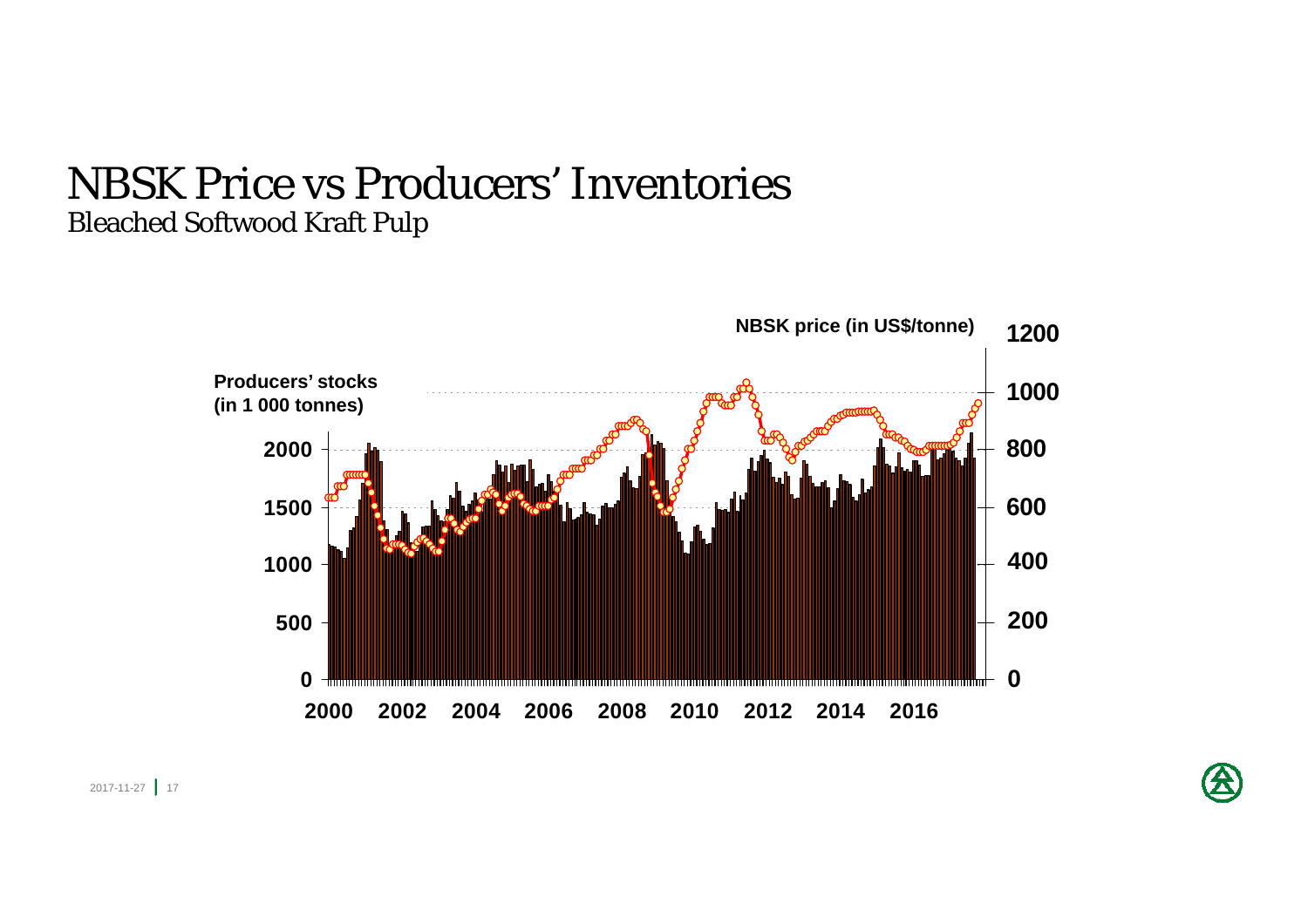# NBSK Price vs Producers' Inventories

## Bleached Softwood Kraft Pulp

Producers' stocks (in 1 000 tonnes)

NBSK price (in US$/tonne)

0
500
1000
1500
2000

0
200
400
600
800
1000
1200

2000 2002 2004 2006 2008 2010 2012 2014 2016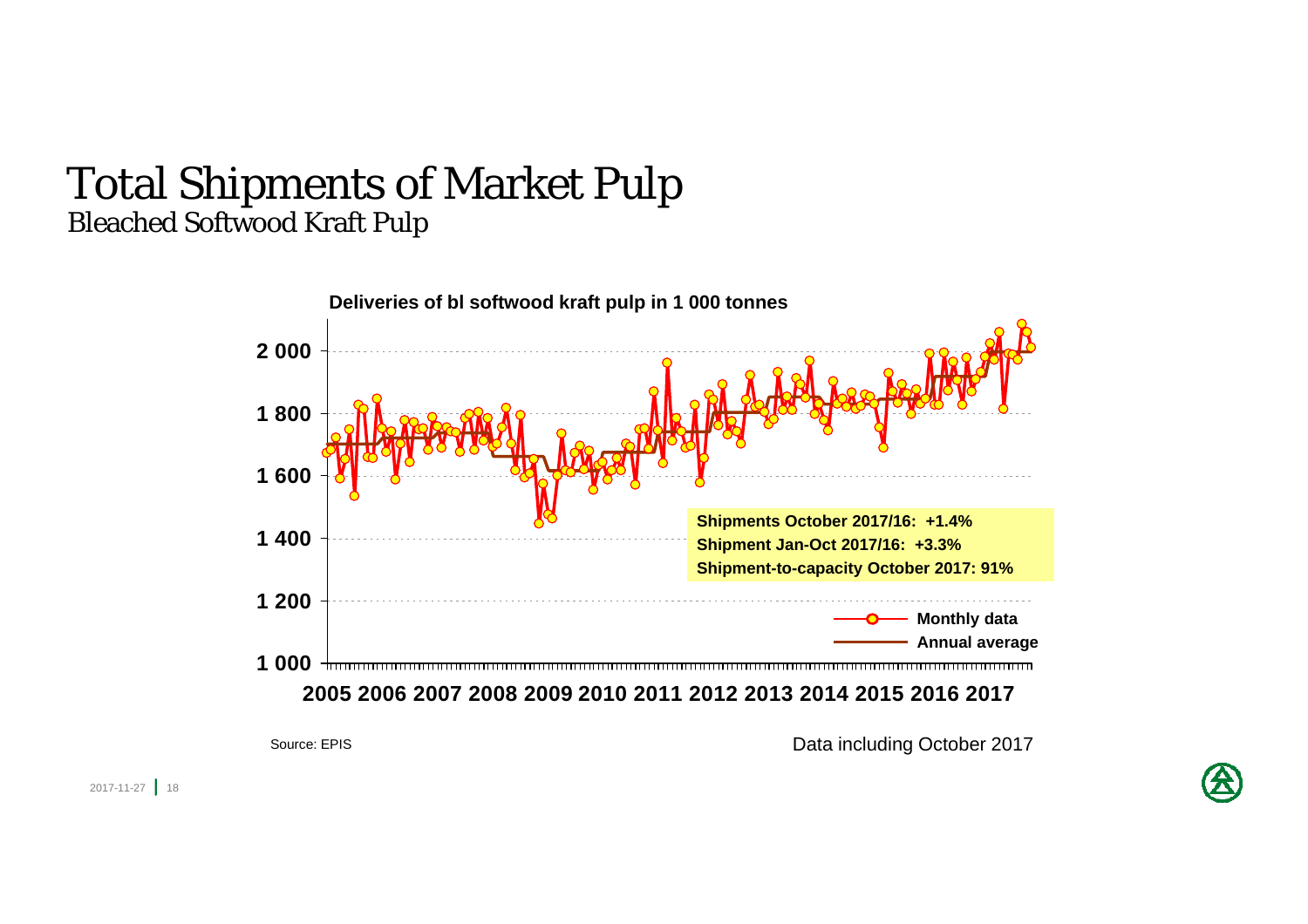# Total Shipments of Market Pulp

## Bleached Softwood Kraft Pulp

**Deliveries of bl softwood kraft pulp in 1 000 tonnes**

**Shipments October 2017/16: +1.4%**
**Shipment Jan-Oct 2017/16: +3.3%**
**Shipment-to-capacity October 2017: 91%**

**Monthly data**
**Annual average**

Source: EPIS

Data including October 2017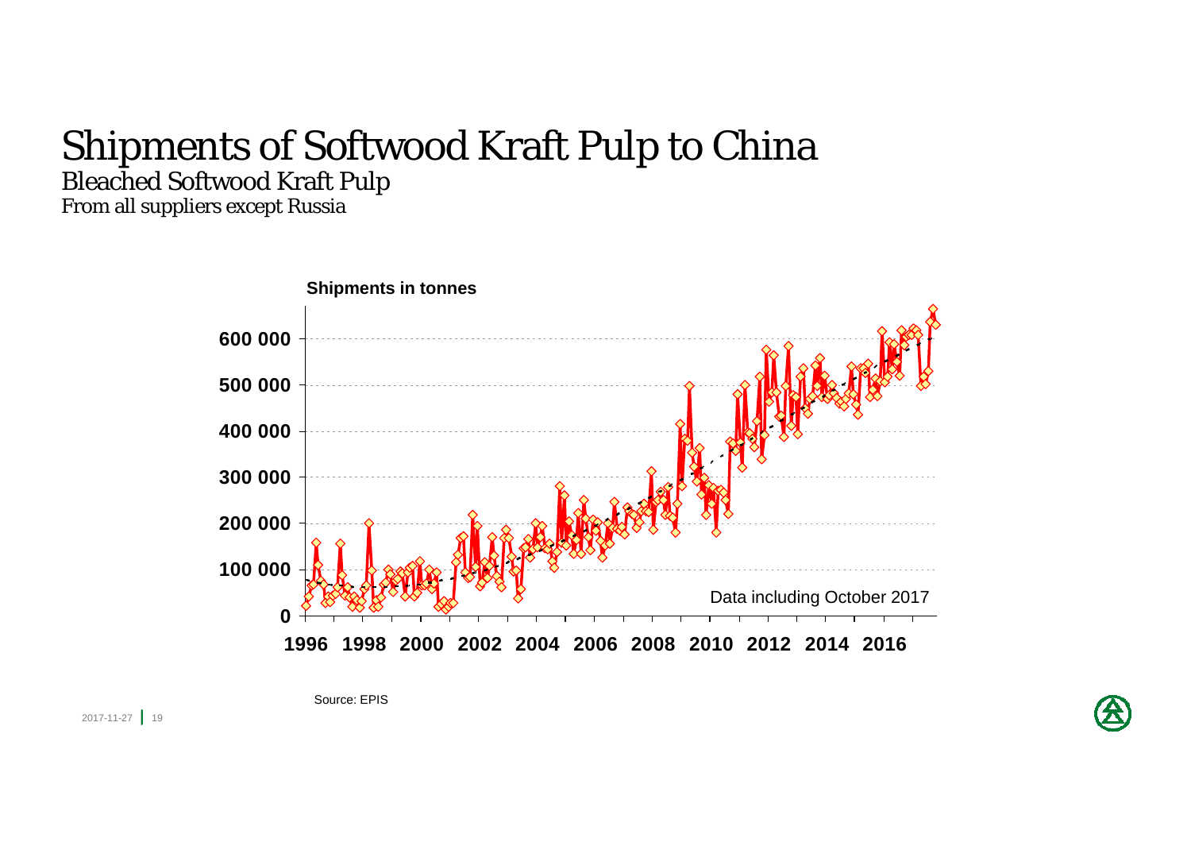# Shipments of Softwood Kraft Pulp to China

## Bleached Softwood Kraft Pulp

From all suppliers except Russia

**Shipments in tonnes**

600 000
500 000
400 000
300 000
200 000
100 000
0

1996 1998 2000 2002 2004 2006 2008 2010 2012 2014 2016

Data including October 2017

Source: EPIS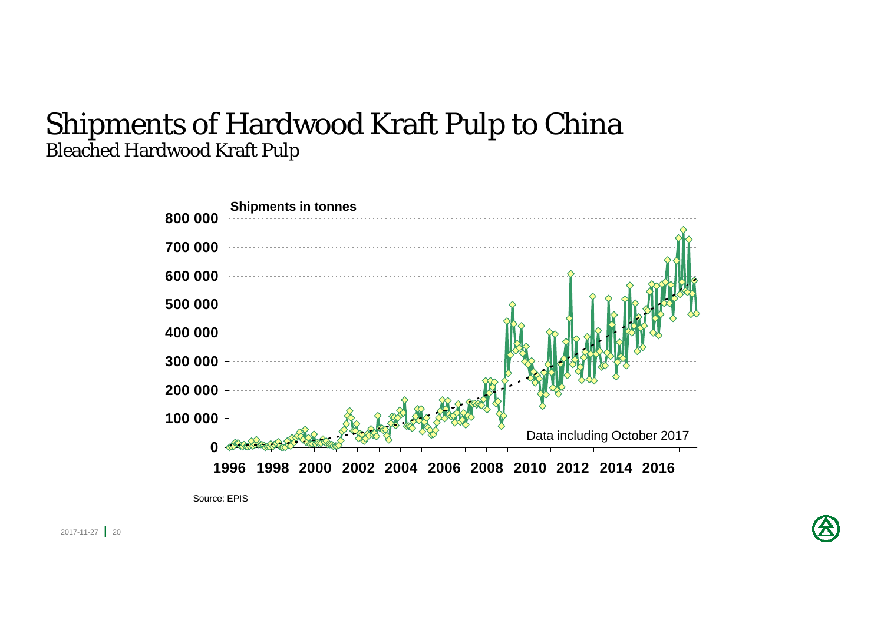# Shipments of Hardwood Kraft Pulp to China

## Bleached Hardwood Kraft Pulp

Shipments in tonnes

Data including October 2017

Source: EPIS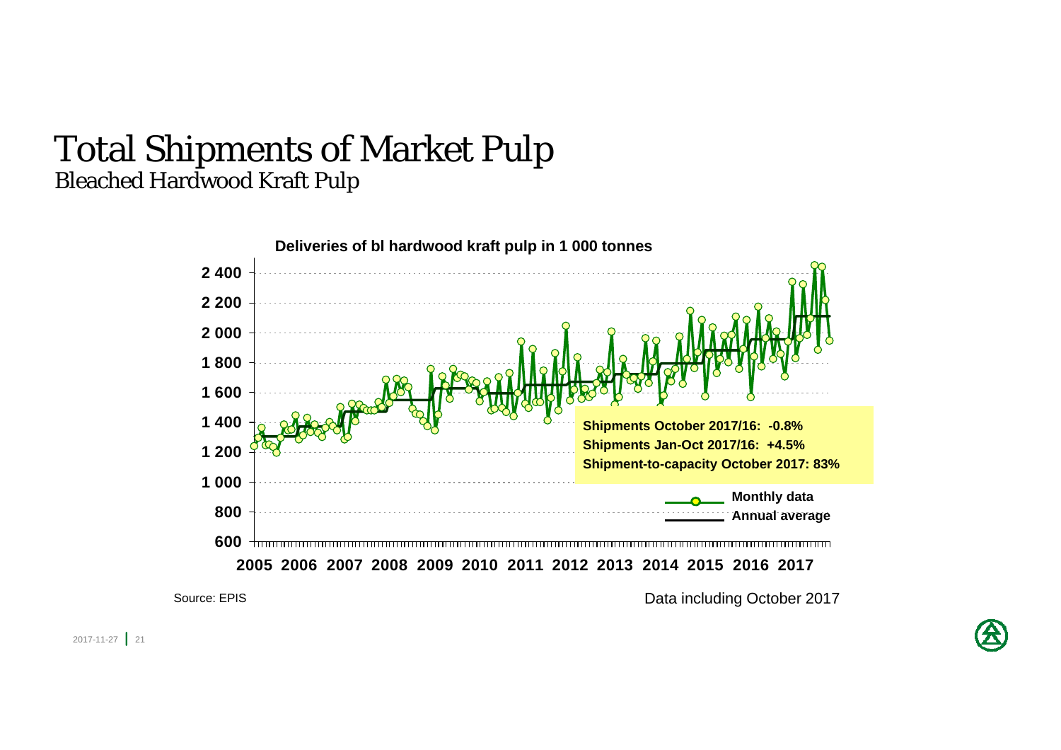# Total Shipments of Market Pulp

## Bleached Hardwood Kraft Pulp

**Deliveries of bl hardwood kraft pulp in 1 000 tonnes**

**Shipments October 2017/16: -0.8%**
**Shipments Jan-Oct 2017/16: +4.5%**
**Shipment-to-capacity October 2017: 83%**

Monthly data
Annual average

Source: EPIS

Data including October 2017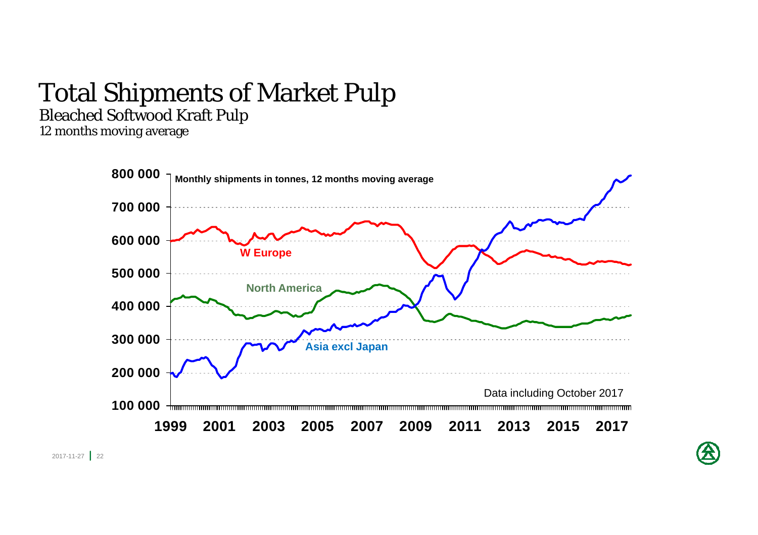# Total Shipments of Market Pulp

## Bleached Softwood Kraft Pulp

*12 months moving average*

Monthly shipments in tonnes, 12 months moving average

W Europe

North America

Asia excl Japan

Data including October 2017

800 000
700 000
600 000
500 000
400 000
300 000
200 000
100 000

1999 2001 2003 2005 2007 2009 2011 2013 2015 2017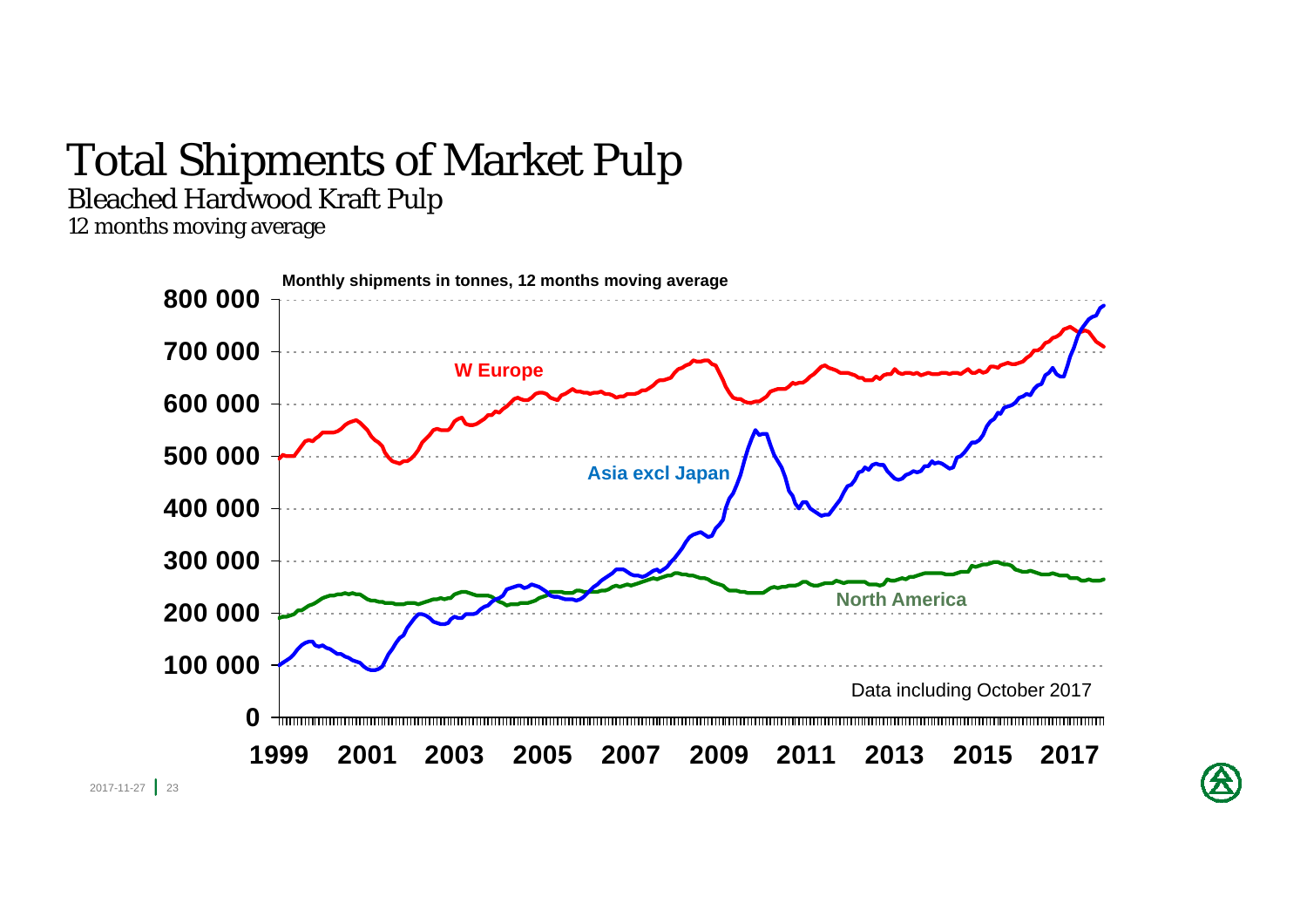# Total Shipments of Market Pulp

## Bleached Hardwood Kraft Pulp

*12 months moving average*

**Monthly shipments in tonnes, 12 months moving average**

W Europe

Asia excl Japan

North America

Data including October 2017